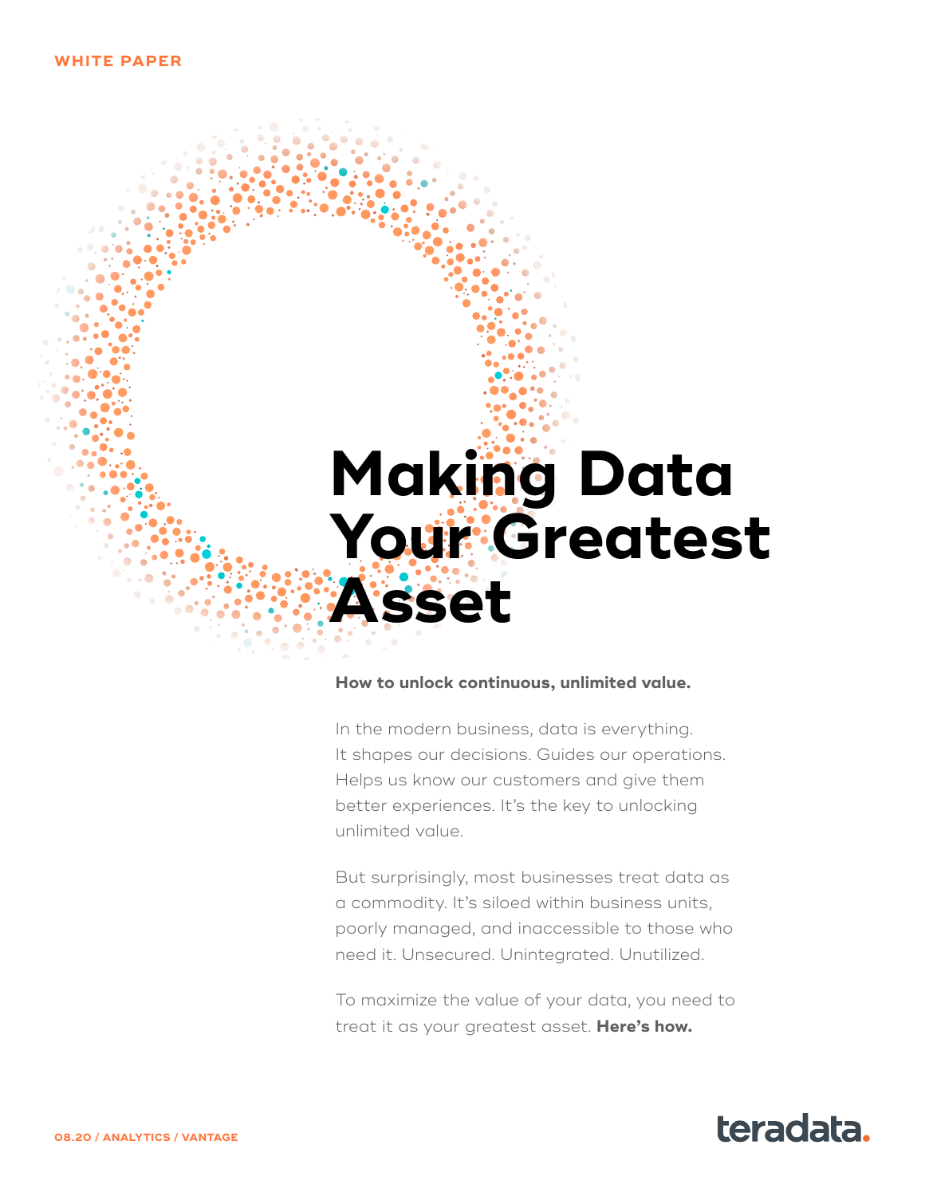WHITE PAPER

# Making Data Your Greatest Asset

**How to unlock continuous, unlimited value.**

In the modern business, data is everything. It shapes our decisions. Guides our operations. Helps us know our customers and give them better experiences. It's the key to unlocking unlimited value.

But surprisingly, most businesses treat data as a commodity. It's siloed within business units, poorly managed, and inaccessible to those who need it. Unsecured. Unintegrated. Unutilized.

To maximize the value of your data, you need to treat it as your greatest asset. **Here's how.**

08.20 / ANALYTICS / VANTAGE

teradata.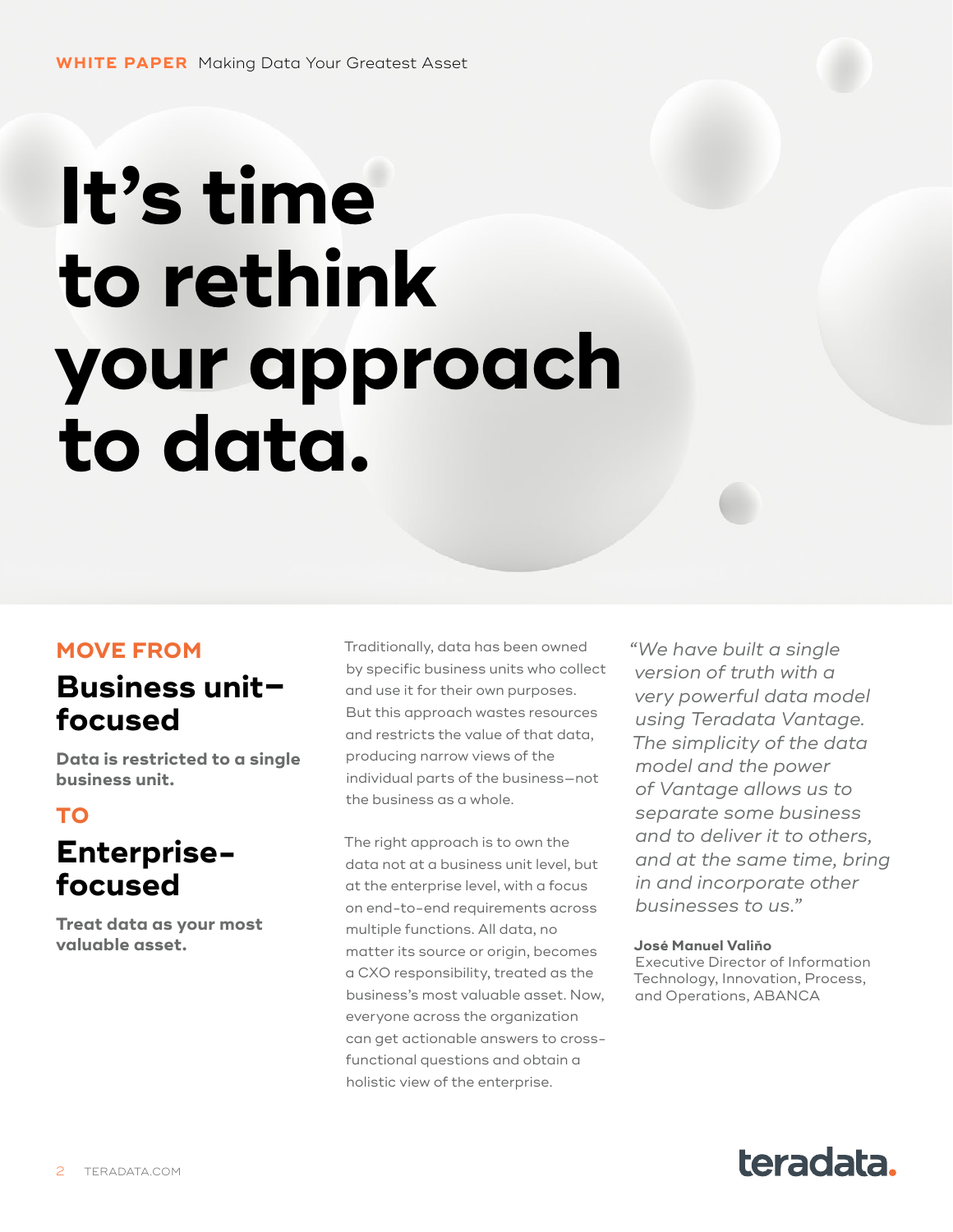# It's time to rethink your approach to data.

## MOVE FROM

### Business unit–focused

**Data is restricted to a single business unit.**

## TO

### Enterprise-focused

**Treat data as your most valuable asset.**

Traditionally, data has been owned by specific business units who collect and use it for their own purposes. But this approach wastes resources and restricts the value of that data, producing narrow views of the individual parts of the business—not the business as a whole.

The right approach is to own the data not at a business unit level, but at the enterprise level, with a focus on end-to-end requirements across multiple functions. All data, no matter its source or origin, becomes a CXO responsibility, treated as the business's most valuable asset. Now, everyone across the organization can get actionable answers to cross-functional questions and obtain a holistic view of the enterprise.

*"We have built a single version of truth with a very powerful data model using Teradata Vantage. The simplicity of the data model and the power of Vantage allows us to separate some business and to deliver it to others, and at the same time, bring in and incorporate other businesses to us."*

**José Manuel Valiño**
Executive Director of Information Technology, Innovation, Process, and Operations, ABANCA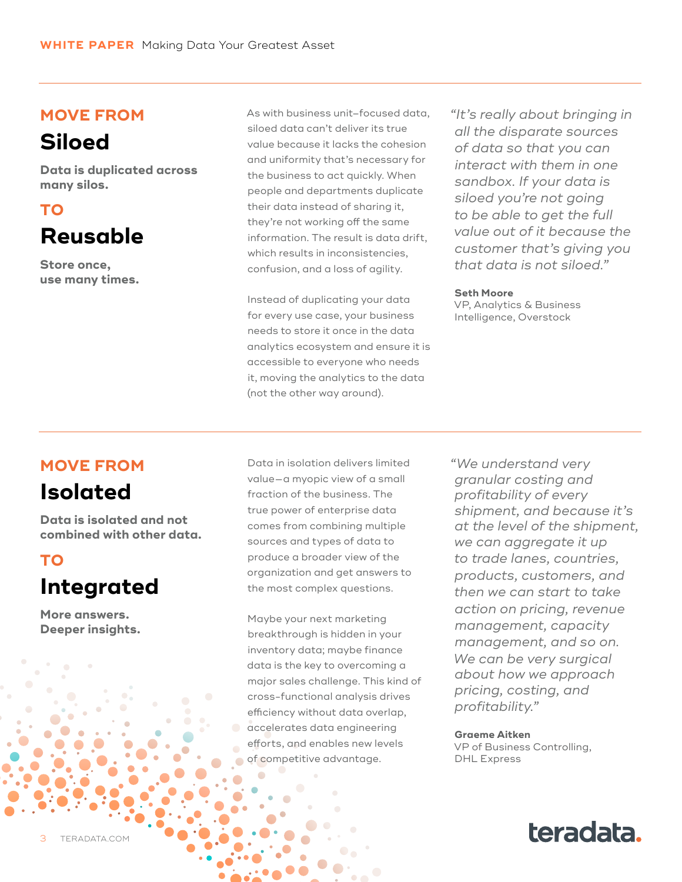## MOVE FROM

# Siloed

**Data is duplicated across many silos.**

## TO

# Reusable

**Store once, use many times.**

As with business unit–focused data, siloed data can't deliver its true value because it lacks the cohesion and uniformity that's necessary for the business to act quickly. When people and departments duplicate their data instead of sharing it, they're not working off the same information. The result is data drift, which results in inconsistencies, confusion, and a loss of agility.

Instead of duplicating your data for every use case, your business needs to store it once in the data analytics ecosystem and ensure it is accessible to everyone who needs it, moving the analytics to the data (not the other way around).

> *"It's really about bringing in all the disparate sources of data so that you can interact with them in one sandbox. If your data is siloed you're not going to be able to get the full value out of it because the customer that's giving you that data is not siloed."*
>
> **Seth Moore**
> VP, Analytics & Business Intelligence, Overstock

---

## MOVE FROM

# Isolated

**Data is isolated and not combined with other data.**

## TO

# Integrated

**More answers. Deeper insights.**

Data in isolation delivers limited value—a myopic view of a small fraction of the business. The true power of enterprise data comes from combining multiple sources and types of data to produce a broader view of the organization and get answers to the most complex questions.

Maybe your next marketing breakthrough is hidden in your inventory data; maybe finance data is the key to overcoming a major sales challenge. This kind of cross-functional analysis drives efficiency without data overlap, accelerates data engineering efforts, and enables new levels of competitive advantage.

> *"We understand very granular costing and profitability of every shipment, and because it's at the level of the shipment, we can aggregate it up to trade lanes, countries, products, customers, and then we can start to take action on pricing, revenue management, capacity management, and so on. We can be very surgical about how we approach pricing, costing, and profitability."*
>
> **Graeme Aitken**
> VP of Business Controlling, DHL Express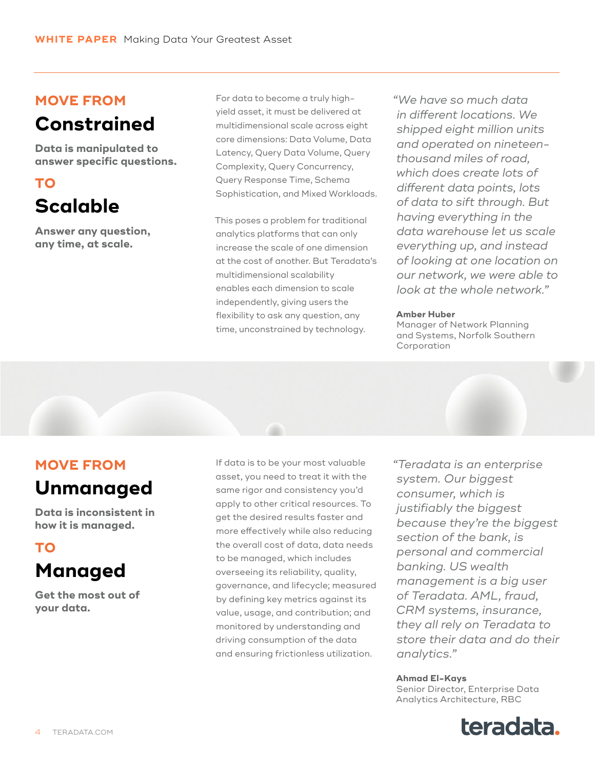## MOVE FROM

# Constrained

**Data is manipulated to answer specific questions.**

## TO

# Scalable

**Answer any question, any time, at scale.**

For data to become a truly high-yield asset, it must be delivered at multidimensional scale across eight core dimensions: Data Volume, Data Latency, Query Data Volume, Query Complexity, Query Concurrency, Query Response Time, Schema Sophistication, and Mixed Workloads.

This poses a problem for traditional analytics platforms that can only increase the scale of one dimension at the cost of another. But Teradata's multidimensional scalability enables each dimension to scale independently, giving users the flexibility to ask any question, any time, unconstrained by technology.

*"We have so much data in different locations. We shipped eight million units and operated on nineteen-thousand miles of road, which does create lots of different data points, lots of data to sift through. But having everything in the data warehouse let us scale everything up, and instead of looking at one location on our network, we were able to look at the whole network."*

**Amber Huber**
Manager of Network Planning and Systems, Norfolk Southern Corporation

## MOVE FROM

# Unmanaged

**Data is inconsistent in how it is managed.**

## TO

# Managed

**Get the most out of your data.**

If data is to be your most valuable asset, you need to treat it with the same rigor and consistency you'd apply to other critical resources. To get the desired results faster and more effectively while also reducing the overall cost of data, data needs to be managed, which includes overseeing its reliability, quality, governance, and lifecycle; measured by defining key metrics against its value, usage, and contribution; and monitored by understanding and driving consumption of the data and ensuring frictionless utilization.

*"Teradata is an enterprise system. Our biggest consumer, which is justifiably the biggest because they're the biggest section of the bank, is personal and commercial banking. US wealth management is a big user of Teradata. AML, fraud, CRM systems, insurance, they all rely on Teradata to store their data and do their analytics."*

**Ahmad El-Kays**
Senior Director, Enterprise Data Analytics Architecture, RBC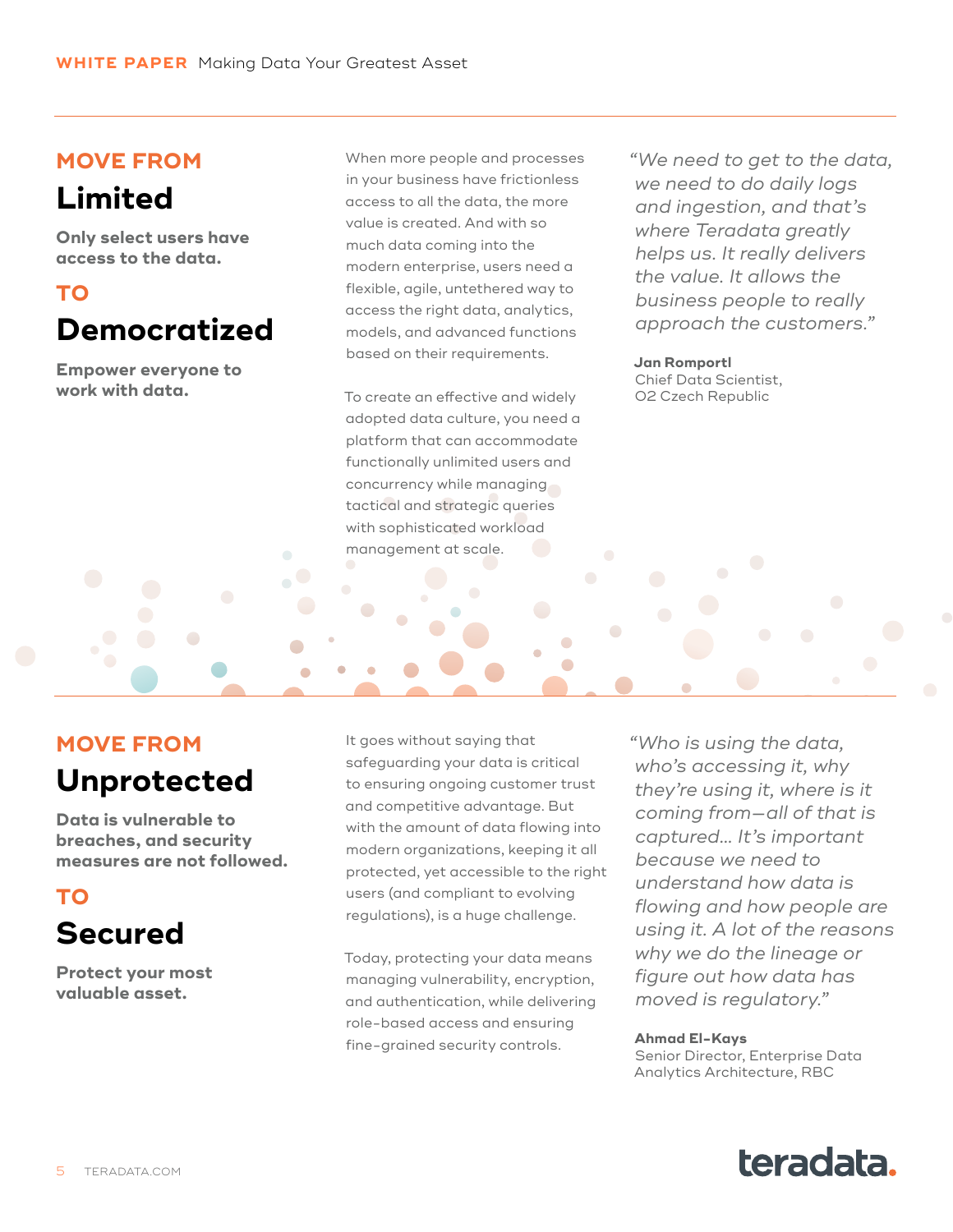## MOVE FROM

# Limited

**Only select users have access to the data.**

## TO

# Democratized

**Empower everyone to work with data.**

When more people and processes in your business have frictionless access to all the data, the more value is created. And with so much data coming into the modern enterprise, users need a flexible, agile, untethered way to access the right data, analytics, models, and advanced functions based on their requirements.

To create an effective and widely adopted data culture, you need a platform that can accommodate functionally unlimited users and concurrency while managing tactical and strategic queries with sophisticated workload management at scale.

*"We need to get to the data, we need to do daily logs and ingestion, and that's where Teradata greatly helps us. It really delivers the value. It allows the business people to really approach the customers."*

**Jan Romportl**
Chief Data Scientist,
O2 Czech Republic

## MOVE FROM

# Unprotected

**Data is vulnerable to breaches, and security measures are not followed.**

## TO

# Secured

**Protect your most valuable asset.**

It goes without saying that safeguarding your data is critical to ensuring ongoing customer trust and competitive advantage. But with the amount of data flowing into modern organizations, keeping it all protected, yet accessible to the right users (and compliant to evolving regulations), is a huge challenge.

Today, protecting your data means managing vulnerability, encryption, and authentication, while delivering role-based access and ensuring fine-grained security controls.

*"Who is using the data, who's accessing it, why they're using it, where is it coming from—all of that is captured… It's important because we need to understand how data is flowing and how people are using it. A lot of the reasons why we do the lineage or figure out how data has moved is regulatory."*

**Ahmad El-Kays**
Senior Director, Enterprise Data Analytics Architecture, RBC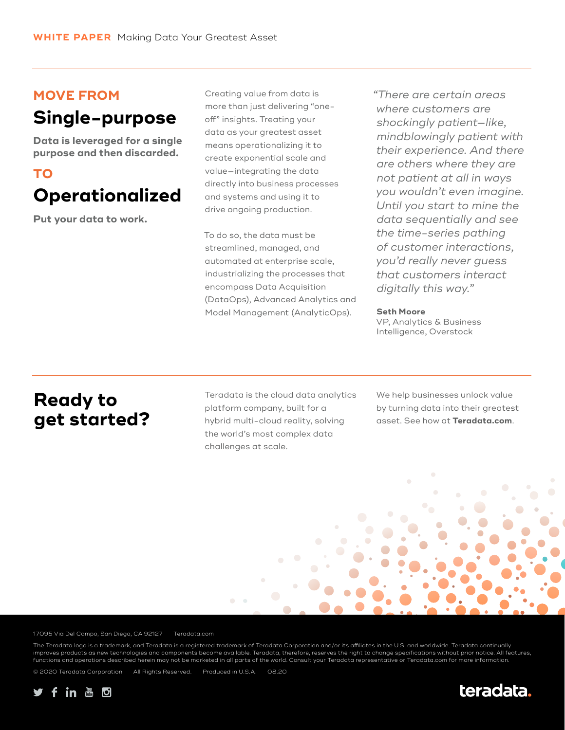MOVE FROM

## Single-purpose

**Data is leveraged for a single purpose and then discarded.**

TO

## Operationalized

**Put your data to work.**

Creating value from data is more than just delivering "one-off" insights. Treating your data as your greatest asset means operationalizing it to create exponential scale and value—integrating the data directly into business processes and systems and using it to drive ongoing production.

To do so, the data must be streamlined, managed, and automated at enterprise scale, industrializing the processes that encompass Data Acquisition (DataOps), Advanced Analytics and Model Management (AnalyticOps).

*"There are certain areas where customers are shockingly patient—like, mindblowingly patient with their experience. And there are others where they are not patient at all in ways you wouldn't even imagine. Until you start to mine the data sequentially and see the time-series pathing of customer interactions, you'd really never guess that customers interact digitally this way."*

**Seth Moore**
VP, Analytics & Business Intelligence, Overstock

# Ready to get started?

Teradata is the cloud data analytics platform company, built for a hybrid multi-cloud reality, solving the world's most complex data challenges at scale.

We help businesses unlock value by turning data into their greatest asset. See how at **Teradata.com**.

17095 Via Del Campo, San Diego, CA 92127 Teradata.com

The Teradata logo is a trademark, and Teradata is a registered trademark of Teradata Corporation and/or its affiliates in the U.S. and worldwide. Teradata continually improves products as new technologies and components become available. Teradata, therefore, reserves the right to change specifications without prior notice. All features, functions and operations described herein may not be marketed in all parts of the world. Consult your Teradata representative or Teradata.com for more information.

© 2020 Teradata Corporation All Rights Reserved. Produced in U.S.A. 08.20